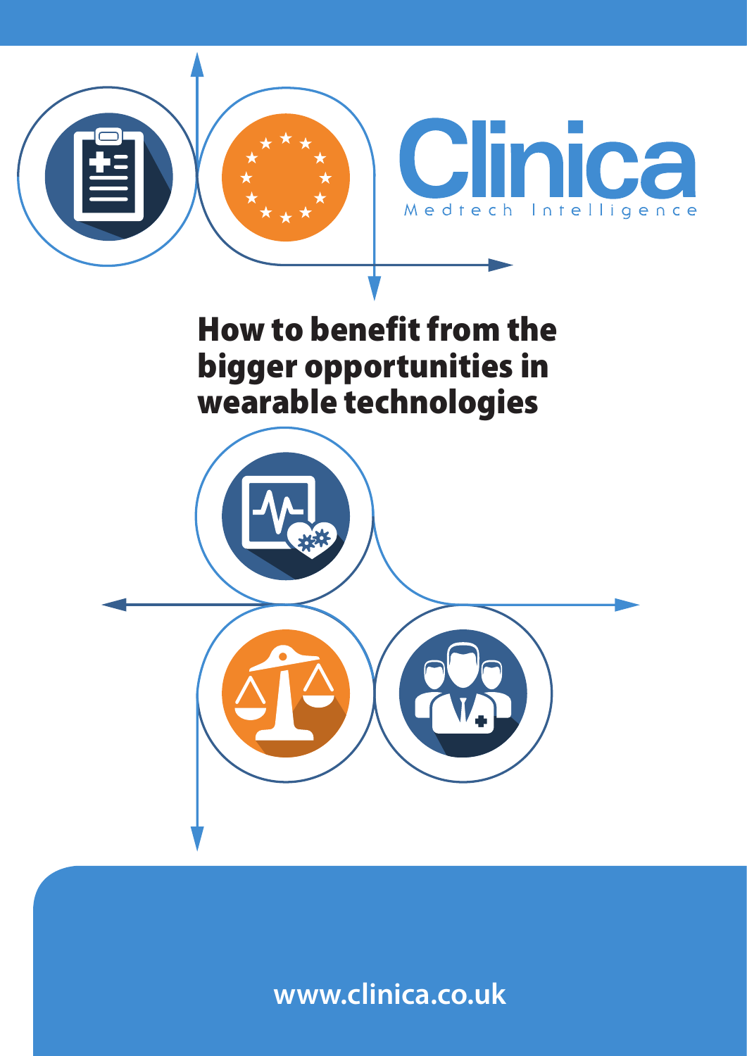Clinica

Medtech Intelligence

# How to benefit from the bigger opportunities in wearable technologies

www.clinica.co.uk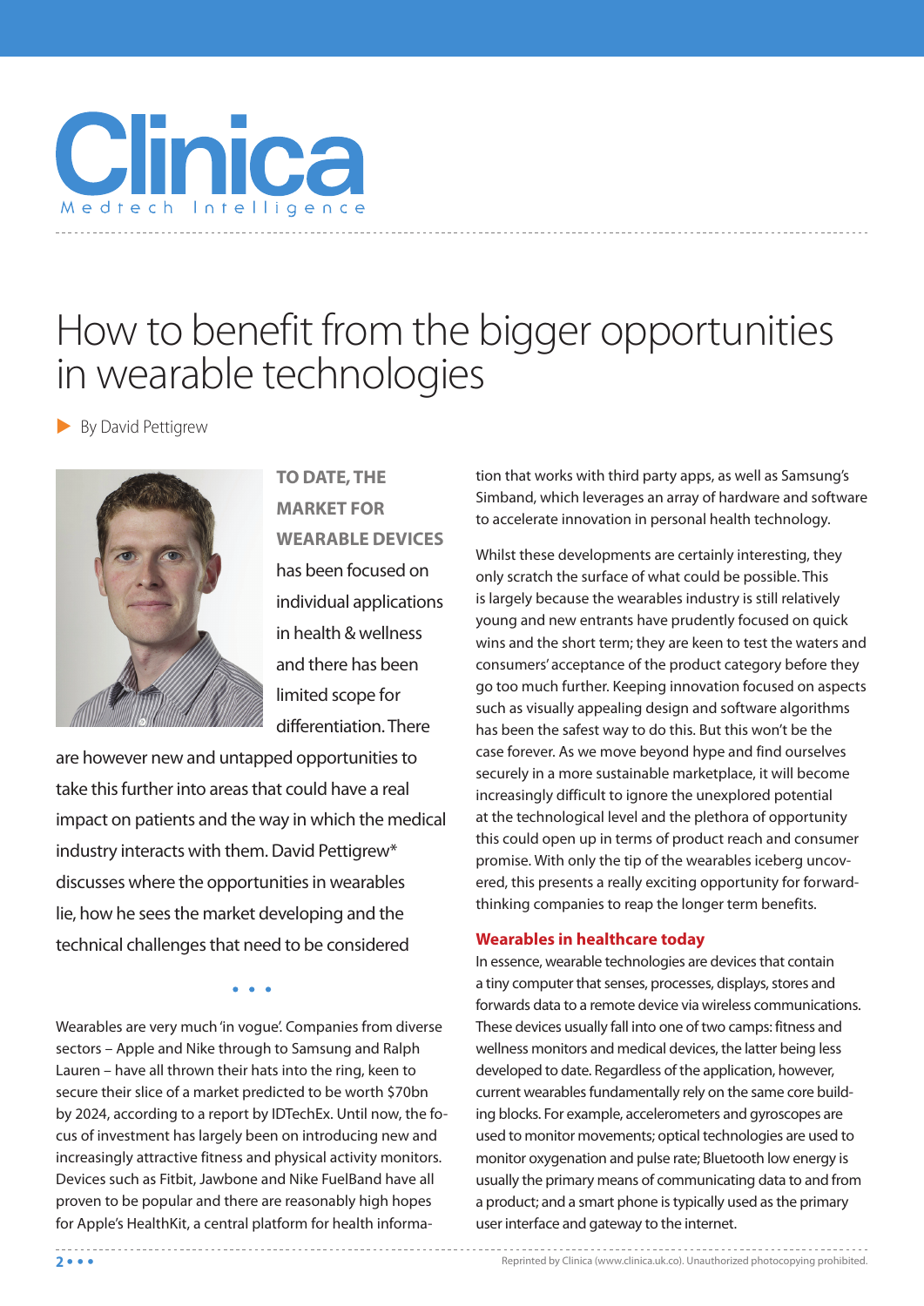# How to benefit from the bigger opportunities in wearable technologies

By David Pettigrew

**TO DATE, THE MARKET FOR WEARABLE DEVICES** has been focused on individual applications in health & wellness and there has been limited scope for differentiation. There are however new and untapped opportunities to take this further into areas that could have a real impact on patients and the way in which the medical industry interacts with them. David Pettigrew* discusses where the opportunities in wearables lie, how he sees the market developing and the technical challenges that need to be considered

• • •

Wearables are very much 'in vogue'. Companies from diverse sectors – Apple and Nike through to Samsung and Ralph Lauren – have all thrown their hats into the ring, keen to secure their slice of a market predicted to be worth $70bn by 2024, according to a report by IDTechEx. Until now, the focus of investment has largely been on introducing new and increasingly attractive fitness and physical activity monitors. Devices such as Fitbit, Jawbone and Nike FuelBand have all proven to be popular and there are reasonably high hopes for Apple's HealthKit, a central platform for health information that works with third party apps, as well as Samsung's Simband, which leverages an array of hardware and software to accelerate innovation in personal health technology.

Whilst these developments are certainly interesting, they only scratch the surface of what could be possible. This is largely because the wearables industry is still relatively young and new entrants have prudently focused on quick wins and the short term; they are keen to test the waters and consumers' acceptance of the product category before they go too much further. Keeping innovation focused on aspects such as visually appealing design and software algorithms has been the safest way to do this. But this won't be the case forever. As we move beyond hype and find ourselves securely in a more sustainable marketplace, it will become increasingly difficult to ignore the unexplored potential at the technological level and the plethora of opportunity this could open up in terms of product reach and consumer promise. With only the tip of the wearables iceberg uncovered, this presents a really exciting opportunity for forward-thinking companies to reap the longer term benefits.

## Wearables in healthcare today

In essence, wearable technologies are devices that contain a tiny computer that senses, processes, displays, stores and forwards data to a remote device via wireless communications. These devices usually fall into one of two camps: fitness and wellness monitors and medical devices, the latter being less developed to date. Regardless of the application, however, current wearables fundamentally rely on the same core building blocks. For example, accelerometers and gyroscopes are used to monitor movements; optical technologies are used to monitor oxygenation and pulse rate; Bluetooth low energy is usually the primary means of communicating data to and from a product; and a smart phone is typically used as the primary user interface and gateway to the internet.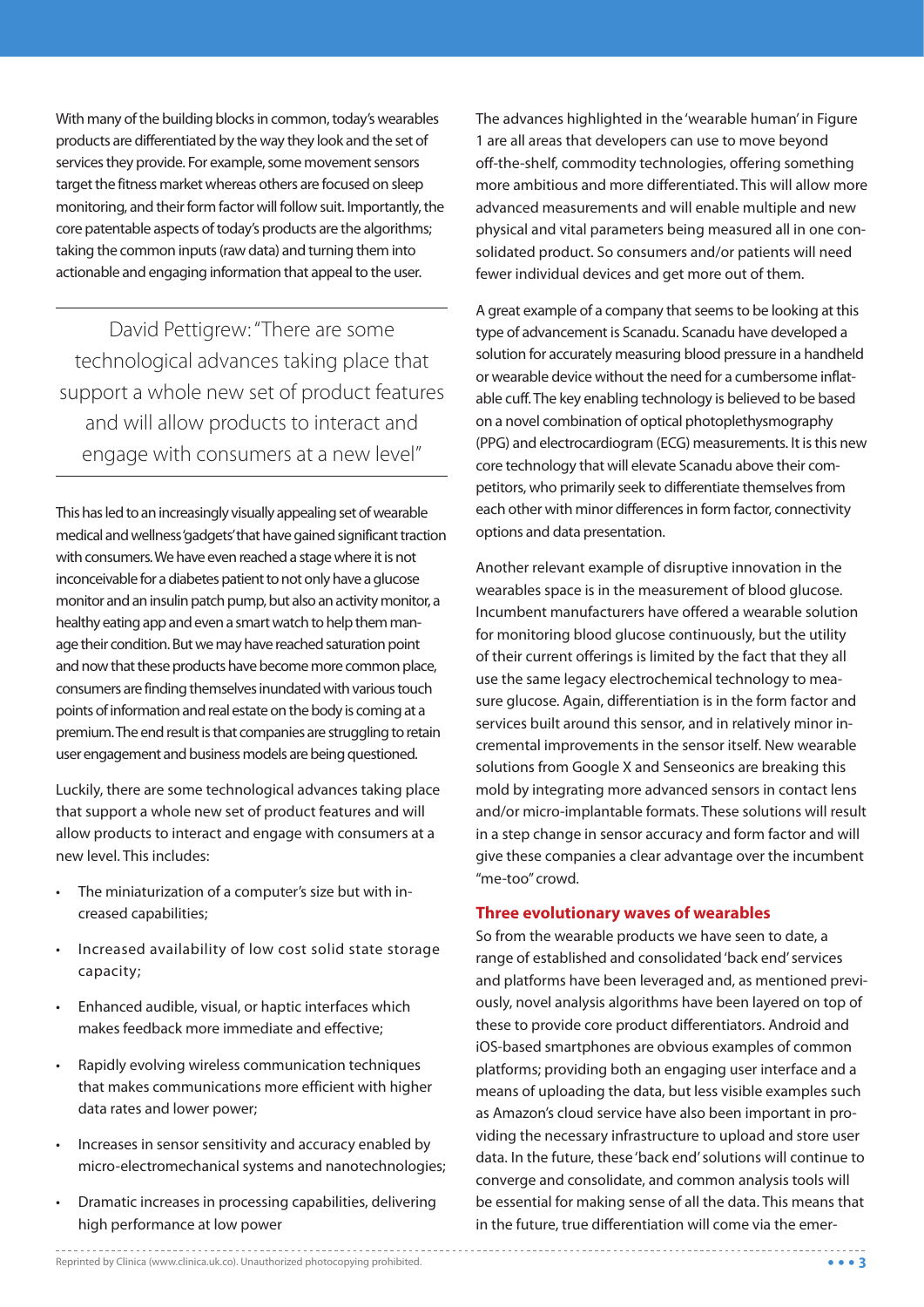With many of the building blocks in common, today's wearables products are differentiated by the way they look and the set of services they provide. For example, some movement sensors target the fitness market whereas others are focused on sleep monitoring, and their form factor will follow suit. Importantly, the core patentable aspects of today's products are the algorithms; taking the common inputs (raw data) and turning them into actionable and engaging information that appeal to the user.

> David Pettigrew: "There are some technological advances taking place that support a whole new set of product features and will allow products to interact and engage with consumers at a new level"

This has led to an increasingly visually appealing set of wearable medical and wellness 'gadgets' that have gained significant traction with consumers. We have even reached a stage where it is not inconceivable for a diabetes patient to not only have a glucose monitor and an insulin patch pump, but also an activity monitor, a healthy eating app and even a smart watch to help them manage their condition. But we may have reached saturation point and now that these products have become more common place, consumers are finding themselves inundated with various touch points of information and real estate on the body is coming at a premium. The end result is that companies are struggling to retain user engagement and business models are being questioned.

Luckily, there are some technological advances taking place that support a whole new set of product features and will allow products to interact and engage with consumers at a new level. This includes:

- The miniaturization of a computer's size but with increased capabilities;
- Increased availability of low cost solid state storage capacity;
- Enhanced audible, visual, or haptic interfaces which makes feedback more immediate and effective;
- Rapidly evolving wireless communication techniques that makes communications more efficient with higher data rates and lower power;
- Increases in sensor sensitivity and accuracy enabled by micro-electromechanical systems and nanotechnologies;
- Dramatic increases in processing capabilities, delivering high performance at low power

The advances highlighted in the 'wearable human' in Figure 1 are all areas that developers can use to move beyond off-the-shelf, commodity technologies, offering something more ambitious and more differentiated. This will allow more advanced measurements and will enable multiple and new physical and vital parameters being measured all in one consolidated product. So consumers and/or patients will need fewer individual devices and get more out of them.

A great example of a company that seems to be looking at this type of advancement is Scanadu. Scanadu have developed a solution for accurately measuring blood pressure in a handheld or wearable device without the need for a cumbersome inflatable cuff. The key enabling technology is believed to be based on a novel combination of optical photoplethysmography (PPG) and electrocardiogram (ECG) measurements. It is this new core technology that will elevate Scanadu above their competitors, who primarily seek to differentiate themselves from each other with minor differences in form factor, connectivity options and data presentation.

Another relevant example of disruptive innovation in the wearables space is in the measurement of blood glucose. Incumbent manufacturers have offered a wearable solution for monitoring blood glucose continuously, but the utility of their current offerings is limited by the fact that they all use the same legacy electrochemical technology to measure glucose. Again, differentiation is in the form factor and services built around this sensor, and in relatively minor incremental improvements in the sensor itself. New wearable solutions from Google X and Senseonics are breaking this mold by integrating more advanced sensors in contact lens and/or micro-implantable formats. These solutions will result in a step change in sensor accuracy and form factor and will give these companies a clear advantage over the incumbent "me-too" crowd.

## Three evolutionary waves of wearables

So from the wearable products we have seen to date, a range of established and consolidated 'back end' services and platforms have been leveraged and, as mentioned previously, novel analysis algorithms have been layered on top of these to provide core product differentiators. Android and iOS-based smartphones are obvious examples of common platforms; providing both an engaging user interface and a means of uploading the data, but less visible examples such as Amazon's cloud service have also been important in providing the necessary infrastructure to upload and store user data. In the future, these 'back end' solutions will continue to converge and consolidate, and common analysis tools will be essential for making sense of all the data. This means that in the future, true differentiation will come via the emer-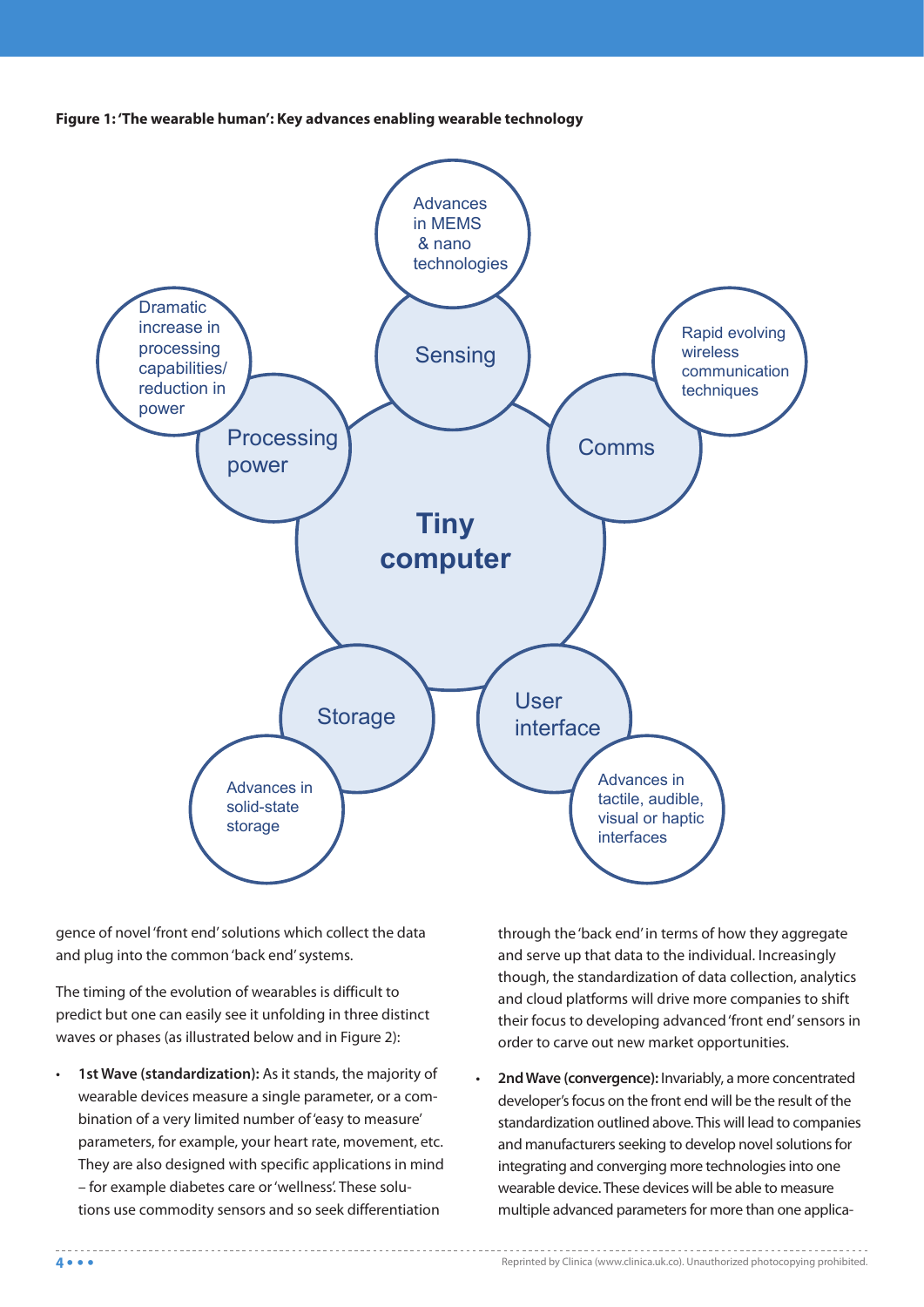**Figure 1: 'The wearable human': Key advances enabling wearable technology**

Tiny computer

Sensing

Advances in MEMS & nano technologies

Comms

Rapid evolving wireless communication techniques

User interface

Advances in tactile, audible, visual or haptic interfaces

Storage

Advances in solid-state storage

Processing power

Dramatic increase in processing capabilities/ reduction in power

gence of novel 'front end' solutions which collect the data and plug into the common 'back end' systems.

The timing of the evolution of wearables is difficult to predict but one can easily see it unfolding in three distinct waves or phases (as illustrated below and in Figure 2):

- **1st Wave (standardization):** As it stands, the majority of wearable devices measure a single parameter, or a combination of a very limited number of 'easy to measure' parameters, for example, your heart rate, movement, etc. They are also designed with specific applications in mind – for example diabetes care or 'wellness'. These solutions use commodity sensors and so seek differentiation through the 'back end' in terms of how they aggregate and serve up that data to the individual. Increasingly though, the standardization of data collection, analytics and cloud platforms will drive more companies to shift their focus to developing advanced 'front end' sensors in order to carve out new market opportunities.

- **2nd Wave (convergence):** Invariably, a more concentrated developer's focus on the front end will be the result of the standardization outlined above. This will lead to companies and manufacturers seeking to develop novel solutions for integrating and converging more technologies into one wearable device. These devices will be able to measure multiple advanced parameters for more than one applica-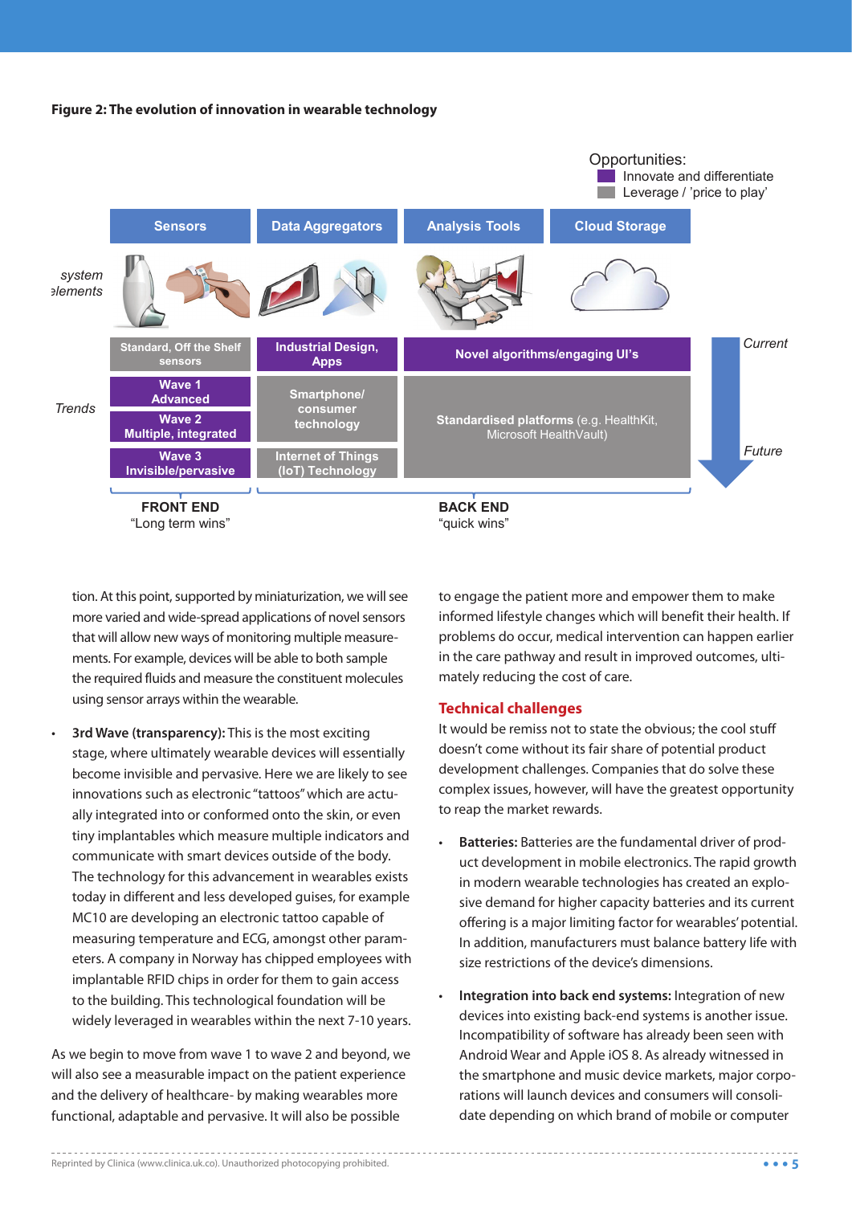**Figure 2: The evolution of innovation in wearable technology**

Opportunities:
- Innovate and differentiate
- Leverage / 'price to play'

| | Sensors | Data Aggregators | Analysis Tools | Cloud Storage |
|---|---|---|---|---|
| *system elements* | | | | |
| *Trends* (Current) | Standard, Off the Shelf sensors | Industrial Design, Apps | Novel algorithms/engaging UI's | |
| | Wave 1 Advanced | Smartphone/ consumer technology | Standardised platforms (e.g. HealthKit, Microsoft HealthVault) | |
| | Wave 2 Multiple, integrated | | | |
| (Future) | Wave 3 Invisible/pervasive | Internet of Things (IoT) Technology | | |
| | FRONT END "Long term wins" | BACK END "quick wins" | | |

tion. At this point, supported by miniaturization, we will see more varied and wide-spread applications of novel sensors that will allow new ways of monitoring multiple measurements. For example, devices will be able to both sample the required fluids and measure the constituent molecules using sensor arrays within the wearable.

- **3rd Wave (transparency):** This is the most exciting stage, where ultimately wearable devices will essentially become invisible and pervasive. Here we are likely to see innovations such as electronic "tattoos" which are actually integrated into or conformed onto the skin, or even tiny implantables which measure multiple indicators and communicate with smart devices outside of the body. The technology for this advancement in wearables exists today in different and less developed guises, for example MC10 are developing an electronic tattoo capable of measuring temperature and ECG, amongst other parameters. A company in Norway has chipped employees with implantable RFID chips in order for them to gain access to the building. This technological foundation will be widely leveraged in wearables within the next 7-10 years.

As we begin to move from wave 1 to wave 2 and beyond, we will also see a measurable impact on the patient experience and the delivery of healthcare- by making wearables more functional, adaptable and pervasive. It will also be possible to engage the patient more and empower them to make informed lifestyle changes which will benefit their health. If problems do occur, medical intervention can happen earlier in the care pathway and result in improved outcomes, ultimately reducing the cost of care.

## Technical challenges

It would be remiss not to state the obvious; the cool stuff doesn't come without its fair share of potential product development challenges. Companies that do solve these complex issues, however, will have the greatest opportunity to reap the market rewards.

- **Batteries:** Batteries are the fundamental driver of product development in mobile electronics. The rapid growth in modern wearable technologies has created an explosive demand for higher capacity batteries and its current offering is a major limiting factor for wearables' potential. In addition, manufacturers must balance battery life with size restrictions of the device's dimensions.

- **Integration into back end systems:** Integration of new devices into existing back-end systems is another issue. Incompatibility of software has already been seen with Android Wear and Apple iOS 8. As already witnessed in the smartphone and music device markets, major corporations will launch devices and consumers will consolidate depending on which brand of mobile or computer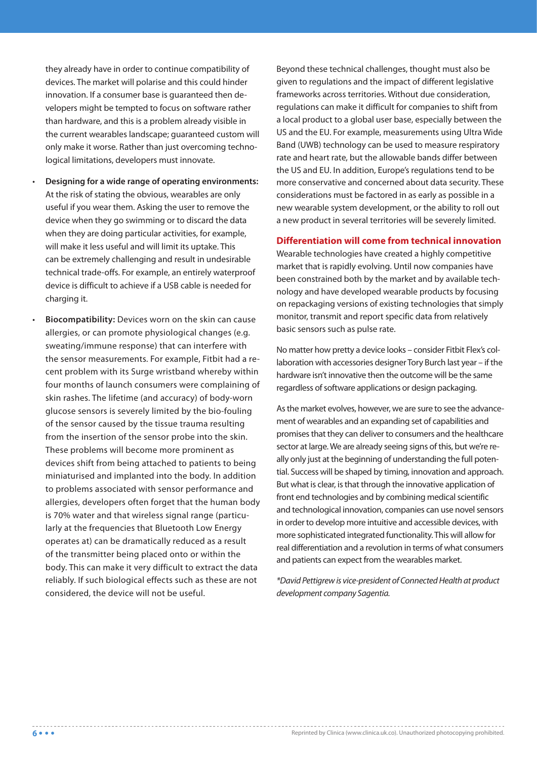they already have in order to continue compatibility of devices. The market will polarise and this could hinder innovation. If a consumer base is guaranteed then developers might be tempted to focus on software rather than hardware, and this is a problem already visible in the current wearables landscape; guaranteed custom will only make it worse. Rather than just overcoming technological limitations, developers must innovate.

- **Designing for a wide range of operating environments:** At the risk of stating the obvious, wearables are only useful if you wear them. Asking the user to remove the device when they go swimming or to discard the data when they are doing particular activities, for example, will make it less useful and will limit its uptake. This can be extremely challenging and result in undesirable technical trade-offs. For example, an entirely waterproof device is difficult to achieve if a USB cable is needed for charging it.
- **Biocompatibility:** Devices worn on the skin can cause allergies, or can promote physiological changes (e.g. sweating/immune response) that can interfere with the sensor measurements. For example, Fitbit had a recent problem with its Surge wristband whereby within four months of launch consumers were complaining of skin rashes. The lifetime (and accuracy) of body-worn glucose sensors is severely limited by the bio-fouling of the sensor caused by the tissue trauma resulting from the insertion of the sensor probe into the skin. These problems will become more prominent as devices shift from being attached to patients to being miniaturised and implanted into the body. In addition to problems associated with sensor performance and allergies, developers often forget that the human body is 70% water and that wireless signal range (particularly at the frequencies that Bluetooth Low Energy operates at) can be dramatically reduced as a result of the transmitter being placed onto or within the body. This can make it very difficult to extract the data reliably. If such biological effects such as these are not considered, the device will not be useful.

Beyond these technical challenges, thought must also be given to regulations and the impact of different legislative frameworks across territories. Without due consideration, regulations can make it difficult for companies to shift from a local product to a global user base, especially between the US and the EU. For example, measurements using Ultra Wide Band (UWB) technology can be used to measure respiratory rate and heart rate, but the allowable bands differ between the US and EU. In addition, Europe's regulations tend to be more conservative and concerned about data security. These considerations must be factored in as early as possible in a new wearable system development, or the ability to roll out a new product in several territories will be severely limited.

## Differentiation will come from technical innovation

Wearable technologies have created a highly competitive market that is rapidly evolving. Until now companies have been constrained both by the market and by available technology and have developed wearable products by focusing on repackaging versions of existing technologies that simply monitor, transmit and report specific data from relatively basic sensors such as pulse rate.

No matter how pretty a device looks – consider Fitbit Flex's collaboration with accessories designer Tory Burch last year – if the hardware isn't innovative then the outcome will be the same regardless of software applications or design packaging.

As the market evolves, however, we are sure to see the advancement of wearables and an expanding set of capabilities and promises that they can deliver to consumers and the healthcare sector at large. We are already seeing signs of this, but we're really only just at the beginning of understanding the full potential. Success will be shaped by timing, innovation and approach. But what is clear, is that through the innovative application of front end technologies and by combining medical scientific and technological innovation, companies can use novel sensors in order to develop more intuitive and accessible devices, with more sophisticated integrated functionality. This will allow for real differentiation and a revolution in terms of what consumers and patients can expect from the wearables market.

*\*David Pettigrew is vice-president of Connected Health at product development company Sagentia.*

Reprinted by Clinica (www.clinica.uk.co). Unauthorized photocopying prohibited.